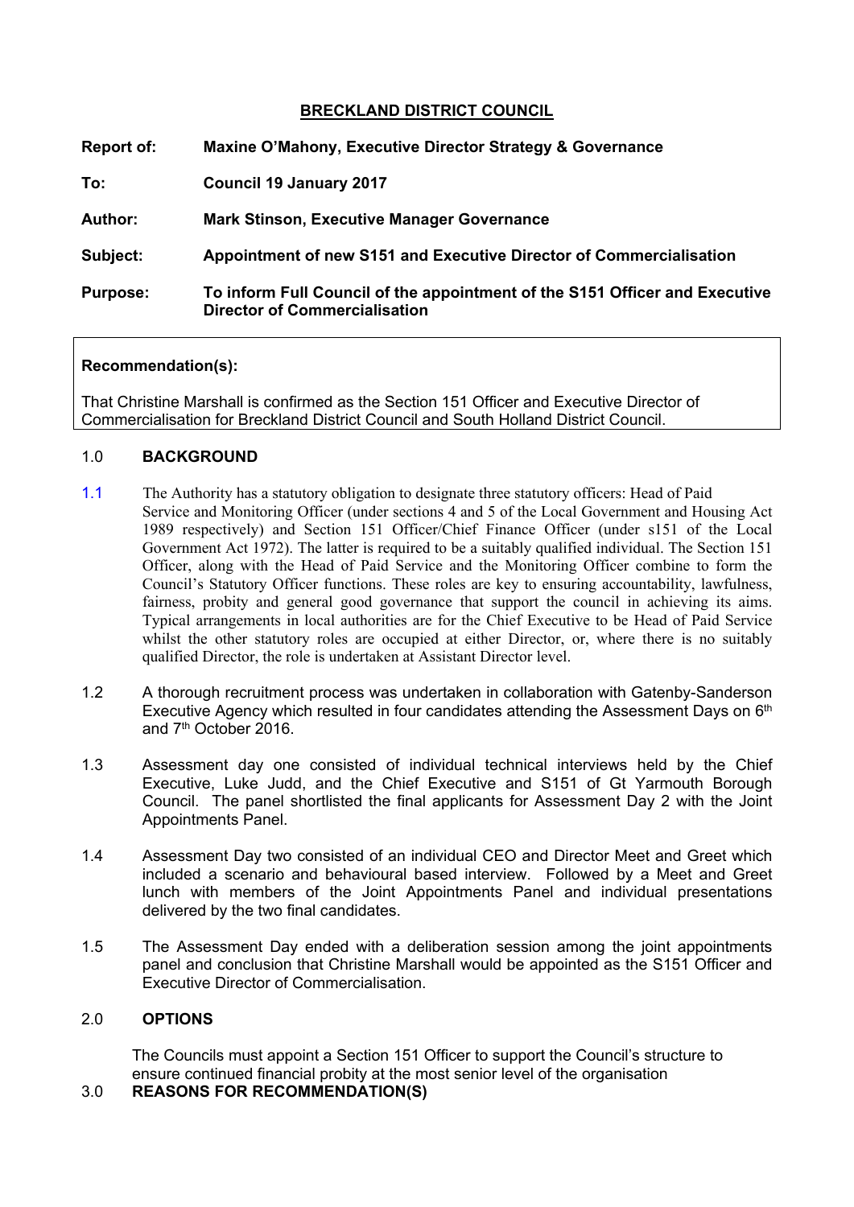# BRECKLAND DISTRICT COUNCIL

**Report of:** **Maxine O'Mahony, Executive Director Strategy & Governance**

**To:** **Council 19 January 2017**

**Author:** **Mark Stinson, Executive Manager Governance**

**Subject:** **Appointment of new S151 and Executive Director of Commercialisation**

**Purpose:** **To inform Full Council of the appointment of the S151 Officer and Executive Director of Commercialisation**

**Recommendation(s):**

That Christine Marshall is confirmed as the Section 151 Officer and Executive Director of Commercialisation for Breckland District Council and South Holland District Council.

## 1.0 BACKGROUND

1.1 The Authority has a statutory obligation to designate three statutory officers: Head of Paid Service and Monitoring Officer (under sections 4 and 5 of the Local Government and Housing Act 1989 respectively) and Section 151 Officer/Chief Finance Officer (under s151 of the Local Government Act 1972). The latter is required to be a suitably qualified individual. The Section 151 Officer, along with the Head of Paid Service and the Monitoring Officer combine to form the Council's Statutory Officer functions. These roles are key to ensuring accountability, lawfulness, fairness, probity and general good governance that support the council in achieving its aims. Typical arrangements in local authorities are for the Chief Executive to be Head of Paid Service whilst the other statutory roles are occupied at either Director, or, where there is no suitably qualified Director, the role is undertaken at Assistant Director level.

1.2 A thorough recruitment process was undertaken in collaboration with Gatenby-Sanderson Executive Agency which resulted in four candidates attending the Assessment Days on 6th and 7th October 2016.

1.3 Assessment day one consisted of individual technical interviews held by the Chief Executive, Luke Judd, and the Chief Executive and S151 of Gt Yarmouth Borough Council. The panel shortlisted the final applicants for Assessment Day 2 with the Joint Appointments Panel.

1.4 Assessment Day two consisted of an individual CEO and Director Meet and Greet which included a scenario and behavioural based interview. Followed by a Meet and Greet lunch with members of the Joint Appointments Panel and individual presentations delivered by the two final candidates.

1.5 The Assessment Day ended with a deliberation session among the joint appointments panel and conclusion that Christine Marshall would be appointed as the S151 Officer and Executive Director of Commercialisation.

## 2.0 OPTIONS

The Councils must appoint a Section 151 Officer to support the Council's structure to ensure continued financial probity at the most senior level of the organisation

## 3.0 REASONS FOR RECOMMENDATION(S)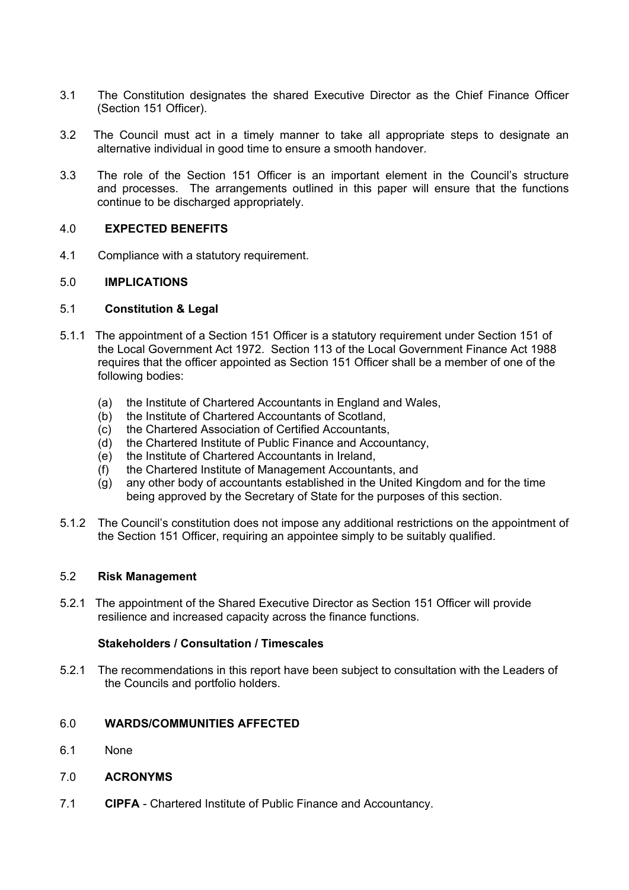3.1 The Constitution designates the shared Executive Director as the Chief Finance Officer (Section 151 Officer).

3.2 The Council must act in a timely manner to take all appropriate steps to designate an alternative individual in good time to ensure a smooth handover.

3.3 The role of the Section 151 Officer is an important element in the Council's structure and processes. The arrangements outlined in this paper will ensure that the functions continue to be discharged appropriately.

## 4.0 EXPECTED BENEFITS

4.1 Compliance with a statutory requirement.

## 5.0 IMPLICATIONS

### 5.1 Constitution & Legal

5.1.1 The appointment of a Section 151 Officer is a statutory requirement under Section 151 of the Local Government Act 1972. Section 113 of the Local Government Finance Act 1988 requires that the officer appointed as Section 151 Officer shall be a member of one of the following bodies:

(a) the Institute of Chartered Accountants in England and Wales,
(b) the Institute of Chartered Accountants of Scotland,
(c) the Chartered Association of Certified Accountants,
(d) the Chartered Institute of Public Finance and Accountancy,
(e) the Institute of Chartered Accountants in Ireland,
(f) the Chartered Institute of Management Accountants, and
(g) any other body of accountants established in the United Kingdom and for the time being approved by the Secretary of State for the purposes of this section.

5.1.2 The Council's constitution does not impose any additional restrictions on the appointment of the Section 151 Officer, requiring an appointee simply to be suitably qualified.

### 5.2 Risk Management

5.2.1 The appointment of the Shared Executive Director as Section 151 Officer will provide resilience and increased capacity across the finance functions.

### Stakeholders / Consultation / Timescales

5.2.1 The recommendations in this report have been subject to consultation with the Leaders of the Councils and portfolio holders.

## 6.0 WARDS/COMMUNITIES AFFECTED

6.1 None

## 7.0 ACRONYMS

7.1 **CIPFA** - Chartered Institute of Public Finance and Accountancy.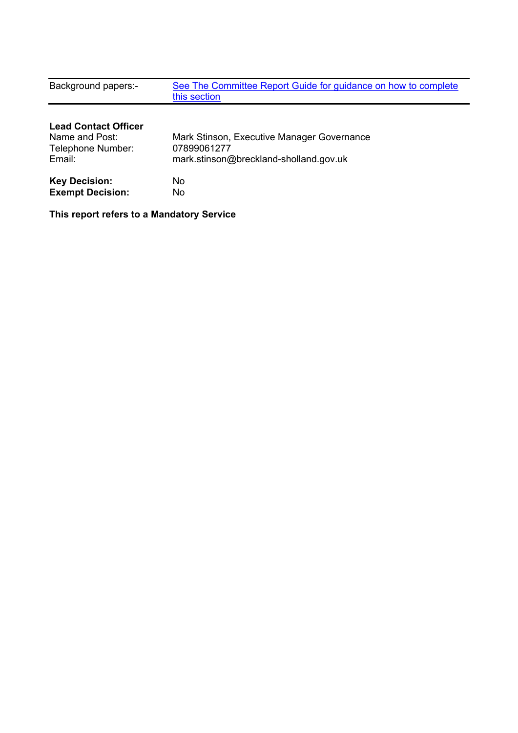| | |
|---|---|
| Background papers:- | See The Committee Report Guide for guidance on how to complete this section |

**Lead Contact Officer**

| | |
|---|---|
| Name and Post: | Mark Stinson, Executive Manager Governance |
| Telephone Number: | 07899061277 |
| Email: | mark.stinson@breckland-sholland.gov.uk |

| | |
|---|---|
| **Key Decision:** | No |
| **Exempt Decision:** | No |

**This report refers to a Mandatory Service**